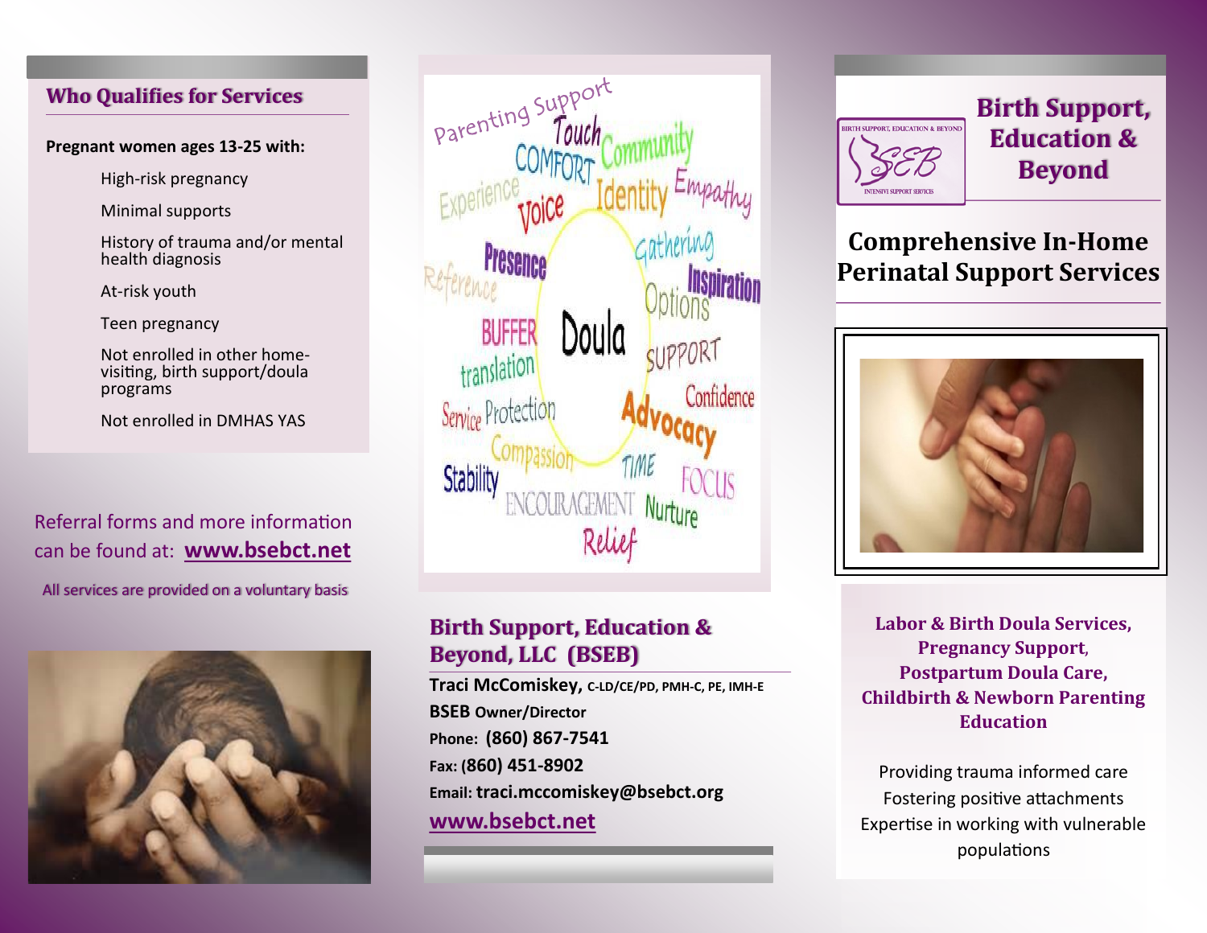## Who Qualifies for Services

**Pregnant women ages 13-25 with:**

- High-risk pregnancy
- Minimal supports
- History of trauma and/or mental health diagnosis
- At-risk youth
- Teen pregnancy
- Not enrolled in other home-visiting, birth support/doula programs
- Not enrolled in DMHAS YAS

Referral forms and more information can be found at: **www.bsebct.net**

All services are provided on a voluntary basis

Parenting Support, Touch, COMFORT, Community, Experience, Voice, Identity, Empathy, Presence, Gathering, Reference, Inspiration, Options, BUFFER, Doula, translation, SUPPORT, Confidence, Service, Protection, Advocacy, Compassion, Stability, TIME, FOCUS, ENCOURAGEMENT, Nurture, Relief

## Birth Support, Education & Beyond, LLC (BSEB)

**Traci McComiskey, C-LD/CE/PD, PMH-C, PE, IMH-E**

**BSEB Owner/Director**

**Phone: (860) 867-7541**

**Fax: (860) 451-8902**

**Email: traci.mccomiskey@bsebct.org**

**www.bsebct.net**

BIRTH SUPPORT, EDUCATION & BEYOND
BSEB
INTENSIVE SUPPORT SERVICES

# Birth Support, Education & Beyond

## Comprehensive In-Home Perinatal Support Services

**Labor & Birth Doula Services, Pregnancy Support, Postpartum Doula Care, Childbirth & Newborn Parenting Education**

Providing trauma informed care
Fostering positive attachments
Expertise in working with vulnerable populations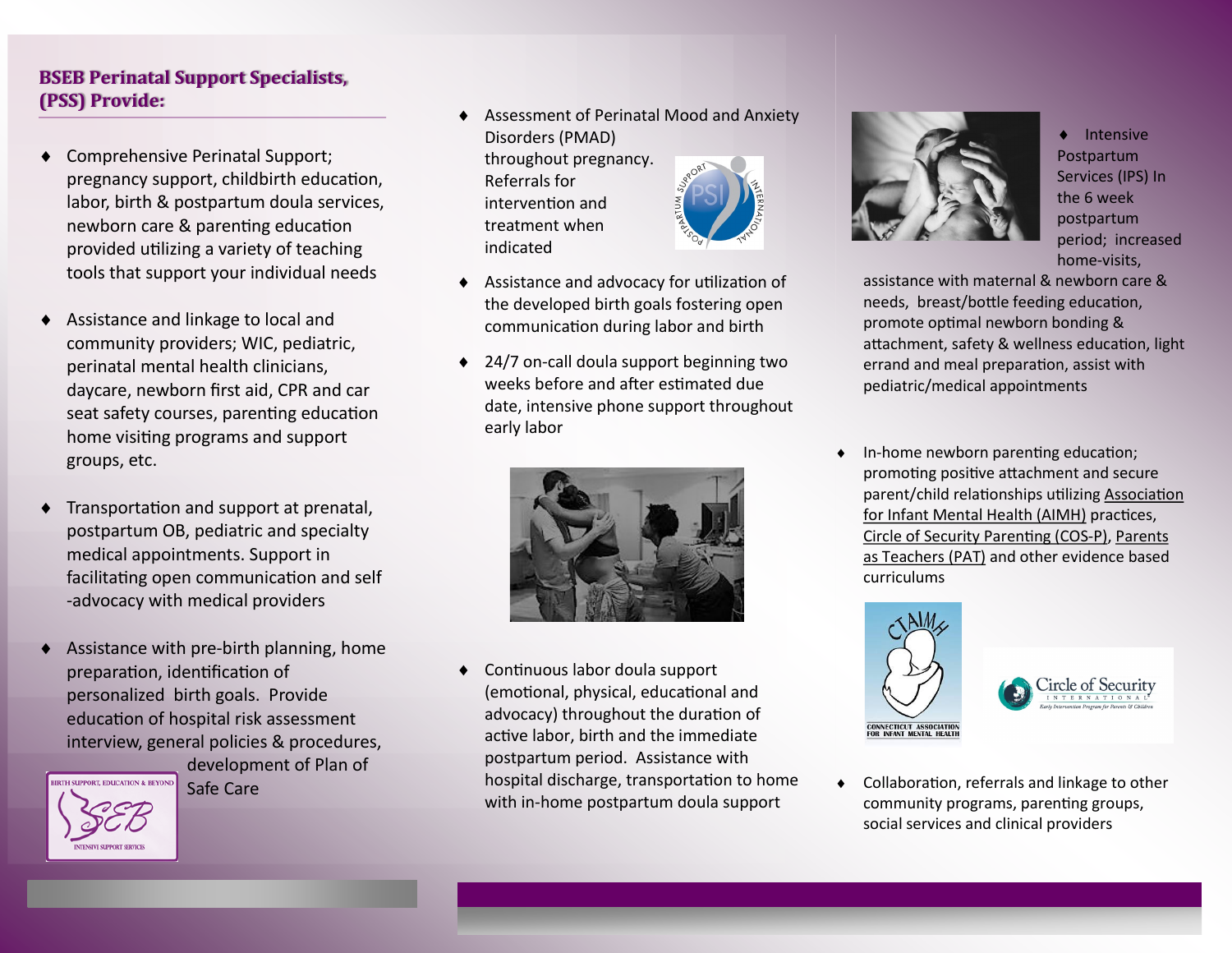## BSEB Perinatal Support Specialists, (PSS) Provide:

- Comprehensive Perinatal Support; pregnancy support, childbirth education, labor, birth & postpartum doula services, newborn care & parenting education provided utilizing a variety of teaching tools that support your individual needs
- Assistance and linkage to local and community providers; WIC, pediatric, perinatal mental health clinicians, daycare, newborn first aid, CPR and car seat safety courses, parenting education home visiting programs and support groups, etc.
- Transportation and support at prenatal, postpartum OB, pediatric and specialty medical appointments. Support in facilitating open communication and self -advocacy with medical providers
- Assistance with pre-birth planning, home preparation, identification of personalized birth goals. Provide education of hospital risk assessment interview, general policies & procedures, development of Plan of Safe Care
- Assessment of Perinatal Mood and Anxiety Disorders (PMAD) throughout pregnancy. Referrals for intervention and treatment when indicated
- Assistance and advocacy for utilization of the developed birth goals fostering open communication during labor and birth
- 24/7 on-call doula support beginning two weeks before and after estimated due date, intensive phone support throughout early labor
- Continuous labor doula support (emotional, physical, educational and advocacy) throughout the duration of active labor, birth and the immediate postpartum period. Assistance with hospital discharge, transportation to home with in-home postpartum doula support
- Intensive Postpartum Services (IPS) In the 6 week postpartum period; increased home-visits, assistance with maternal & newborn care & needs, breast/bottle feeding education, promote optimal newborn bonding & attachment, safety & wellness education, light errand and meal preparation, assist with pediatric/medical appointments
- In-home newborn parenting education; promoting positive attachment and secure parent/child relationships utilizing Association for Infant Mental Health (AIMH) practices, Circle of Security Parenting (COS-P), Parents as Teachers (PAT) and other evidence based curriculums
- Collaboration, referrals and linkage to other community programs, parenting groups, social services and clinical providers